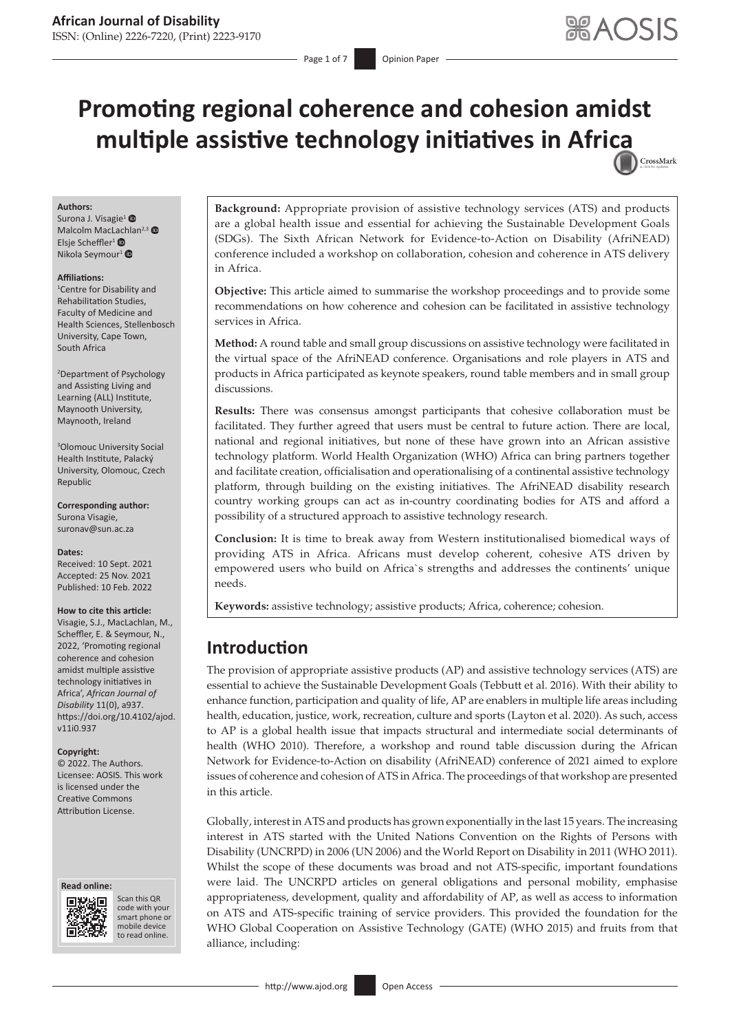# Promoting regional coherence and cohesion amidst multiple assistive technology initiatives in Africa

**Authors:**
Surona J. Visagie[1]
Malcolm MacLachlan[2,3]
Elsje Scheffler[1]
Nikola Seymour[1]

**Affiliations:**
[1]Centre for Disability and Rehabilitation Studies, Faculty of Medicine and Health Sciences, Stellenbosch University, Cape Town, South Africa

[2]Department of Psychology and Assisting Living and Learning (ALL) Institute, Maynooth University, Maynooth, Ireland

[3]Olomouc University Social Health Institute, Palacký University, Olomouc, Czech Republic

**Corresponding author:**
Surona Visagie,
suronav@sun.ac.za

**Dates:**
Received: 10 Sept. 2021
Accepted: 25 Nov. 2021
Published: 10 Feb. 2022

**How to cite this article:**
Visagie, S.J., MacLachlan, M., Scheffler, E. & Seymour, N., 2022, 'Promoting regional coherence and cohesion amidst multiple assistive technology initiatives in Africa', *African Journal of Disability* 11(0), a937. https://doi.org/10.4102/ajod.v11i0.937

**Copyright:**
© 2022. The Authors. Licensee: AOSIS. This work is licensed under the Creative Commons Attribution License.

**Read online:**
Scan this QR code with your smart phone or mobile device to read online.

**Background:** Appropriate provision of assistive technology services (ATS) and products are a global health issue and essential for achieving the Sustainable Development Goals (SDGs). The Sixth African Network for Evidence-to-Action on Disability (AfriNEAD) conference included a workshop on collaboration, cohesion and coherence in ATS delivery in Africa.

**Objective:** This article aimed to summarise the workshop proceedings and to provide some recommendations on how coherence and cohesion can be facilitated in assistive technology services in Africa.

**Method:** A round table and small group discussions on assistive technology were facilitated in the virtual space of the AfriNEAD conference. Organisations and role players in ATS and products in Africa participated as keynote speakers, round table members and in small group discussions.

**Results:** There was consensus amongst participants that cohesive collaboration must be facilitated. They further agreed that users must be central to future action. There are local, national and regional initiatives, but none of these have grown into an African assistive technology platform. World Health Organization (WHO) Africa can bring partners together and facilitate creation, officialisation and operationalising of a continental assistive technology platform, through building on the existing initiatives. The AfriNEAD disability research country working groups can act as in-country coordinating bodies for ATS and afford a possibility of a structured approach to assistive technology research.

**Conclusion:** It is time to break away from Western institutionalised biomedical ways of providing ATS in Africa. Africans must develop coherent, cohesive ATS driven by empowered users who build on Africa`s strengths and addresses the continents' unique needs.

**Keywords:** assistive technology; assistive products; Africa, coherence; cohesion.

## Introduction

The provision of appropriate assistive products (AP) and assistive technology services (ATS) are essential to achieve the Sustainable Development Goals (Tebbutt et al. 2016). With their ability to enhance function, participation and quality of life, AP are enablers in multiple life areas including health, education, justice, work, recreation, culture and sports (Layton et al. 2020). As such, access to AP is a global health issue that impacts structural and intermediate social determinants of health (WHO 2010). Therefore, a workshop and round table discussion during the African Network for Evidence-to-Action on disability (AfriNEAD) conference of 2021 aimed to explore issues of coherence and cohesion of ATS in Africa. The proceedings of that workshop are presented in this article.

Globally, interest in ATS and products has grown exponentially in the last 15 years. The increasing interest in ATS started with the United Nations Convention on the Rights of Persons with Disability (UNCRPD) in 2006 (UN 2006) and the World Report on Disability in 2011 (WHO 2011). Whilst the scope of these documents was broad and not ATS-specific, important foundations were laid. The UNCRPD articles on general obligations and personal mobility, emphasise appropriateness, development, quality and affordability of AP, as well as access to information on ATS and ATS-specific training of service providers. This provided the foundation for the WHO Global Cooperation on Assistive Technology (GATE) (WHO 2015) and fruits from that alliance, including: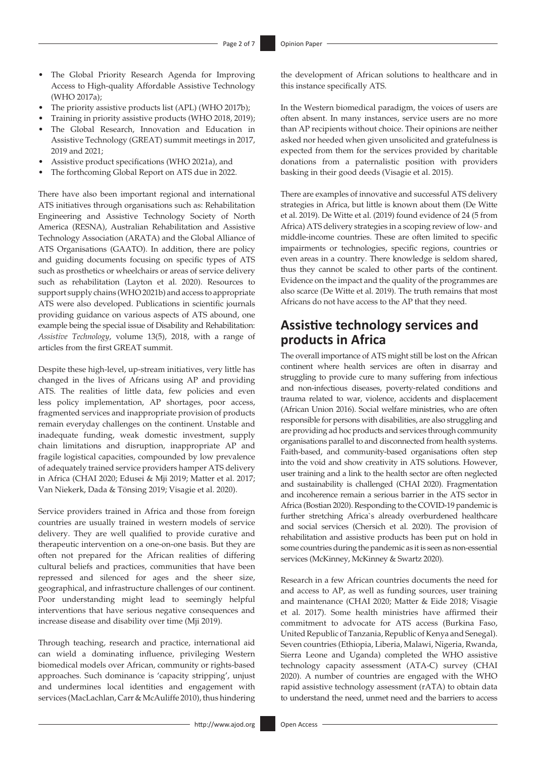- The Global Priority Research Agenda for Improving Access to High-quality Affordable Assistive Technology (WHO 2017a);
- The priority assistive products list (APL) (WHO 2017b);
- Training in priority assistive products (WHO 2018, 2019);
- The Global Research, Innovation and Education in Assistive Technology (GREAT) summit meetings in 2017, 2019 and 2021;
- Assistive product specifications (WHO 2021a), and
- The forthcoming Global Report on ATS due in 2022.

There have also been important regional and international ATS initiatives through organisations such as: Rehabilitation Engineering and Assistive Technology Society of North America (RESNA), Australian Rehabilitation and Assistive Technology Association (ARATA) and the Global Alliance of ATS Organisations (GAATO). In addition, there are policy and guiding documents focusing on specific types of ATS such as prosthetics or wheelchairs or areas of service delivery such as rehabilitation (Layton et al. 2020). Resources to support supply chains (WHO 2021b) and access to appropriate ATS were also developed. Publications in scientific journals providing guidance on various aspects of ATS abound, one example being the special issue of Disability and Rehabilitation: *Assistive Technology*, volume 13(5), 2018, with a range of articles from the first GREAT summit.

Despite these high-level, up-stream initiatives, very little has changed in the lives of Africans using AP and providing ATS. The realities of little data, few policies and even less policy implementation, AP shortages, poor access, fragmented services and inappropriate provision of products remain everyday challenges on the continent. Unstable and inadequate funding, weak domestic investment, supply chain limitations and disruption, inappropriate AP and fragile logistical capacities, compounded by low prevalence of adequately trained service providers hamper ATS delivery in Africa (CHAI 2020; Edusei & Mji 2019; Matter et al. 2017; Van Niekerk, Dada & Tönsing 2019; Visagie et al. 2020).

Service providers trained in Africa and those from foreign countries are usually trained in western models of service delivery. They are well qualified to provide curative and therapeutic intervention on a one-on-one basis. But they are often not prepared for the African realities of differing cultural beliefs and practices, communities that have been repressed and silenced for ages and the sheer size, geographical, and infrastructure challenges of our continent. Poor understanding might lead to seemingly helpful interventions that have serious negative consequences and increase disease and disability over time (Mji 2019).

Through teaching, research and practice, international aid can wield a dominating influence, privileging Western biomedical models over African, community or rights-based approaches. Such dominance is 'capacity stripping', unjust and undermines local identities and engagement with services (MacLachlan, Carr & McAuliffe 2010), thus hindering the development of African solutions to healthcare and in this instance specifically ATS.

In the Western biomedical paradigm, the voices of users are often absent. In many instances, service users are no more than AP recipients without choice. Their opinions are neither asked nor heeded when given unsolicited and gratefulness is expected from them for the services provided by charitable donations from a paternalistic position with providers basking in their good deeds (Visagie et al. 2015).

There are examples of innovative and successful ATS delivery strategies in Africa, but little is known about them (De Witte et al. 2019). De Witte et al. (2019) found evidence of 24 (5 from Africa) ATS delivery strategies in a scoping review of low- and middle-income countries. These are often limited to specific impairments or technologies, specific regions, countries or even areas in a country. There knowledge is seldom shared, thus they cannot be scaled to other parts of the continent. Evidence on the impact and the quality of the programmes are also scarce (De Witte et al. 2019). The truth remains that most Africans do not have access to the AP that they need.

## Assistive technology services and products in Africa

The overall importance of ATS might still be lost on the African continent where health services are often in disarray and struggling to provide cure to many suffering from infectious and non-infectious diseases, poverty-related conditions and trauma related to war, violence, accidents and displacement (African Union 2016). Social welfare ministries, who are often responsible for persons with disabilities, are also struggling and are providing ad hoc products and services through community organisations parallel to and disconnected from health systems. Faith-based, and community-based organisations often step into the void and show creativity in ATS solutions. However, user training and a link to the health sector are often neglected and sustainability is challenged (CHAI 2020). Fragmentation and incoherence remain a serious barrier in the ATS sector in Africa (Bostian 2020). Responding to the COVID-19 pandemic is further stretching Africa`s already overburdened healthcare and social services (Chersich et al. 2020). The provision of rehabilitation and assistive products has been put on hold in some countries during the pandemic as it is seen as non-essential services (McKinney, McKinney & Swartz 2020).

Research in a few African countries documents the need for and access to AP, as well as funding sources, user training and maintenance (CHAI 2020; Matter & Eide 2018; Visagie et al. 2017). Some health ministries have affirmed their commitment to advocate for ATS access (Burkina Faso, United Republic of Tanzania, Republic of Kenya and Senegal). Seven countries (Ethiopia, Liberia, Malawi, Nigeria, Rwanda, Sierra Leone and Uganda) completed the WHO assistive technology capacity assessment (ATA-C) survey (CHAI 2020). A number of countries are engaged with the WHO rapid assistive technology assessment (rATA) to obtain data to understand the need, unmet need and the barriers to access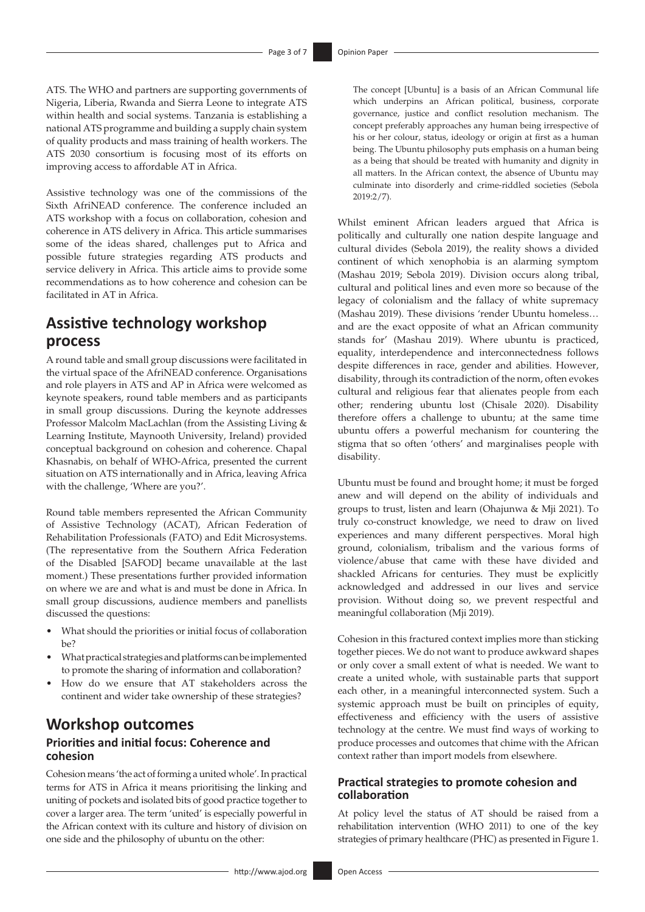ATS. The WHO and partners are supporting governments of Nigeria, Liberia, Rwanda and Sierra Leone to integrate ATS within health and social systems. Tanzania is establishing a national ATS programme and building a supply chain system of quality products and mass training of health workers. The ATS 2030 consortium is focusing most of its efforts on improving access to affordable AT in Africa.

Assistive technology was one of the commissions of the Sixth AfriNEAD conference. The conference included an ATS workshop with a focus on collaboration, cohesion and coherence in ATS delivery in Africa. This article summarises some of the ideas shared, challenges put to Africa and possible future strategies regarding ATS products and service delivery in Africa. This article aims to provide some recommendations as to how coherence and cohesion can be facilitated in AT in Africa.

## Assistive technology workshop process

A round table and small group discussions were facilitated in the virtual space of the AfriNEAD conference. Organisations and role players in ATS and AP in Africa were welcomed as keynote speakers, round table members and as participants in small group discussions. During the keynote addresses Professor Malcolm MacLachlan (from the Assisting Living & Learning Institute, Maynooth University, Ireland) provided conceptual background on cohesion and coherence. Chapal Khasnabis, on behalf of WHO-Africa, presented the current situation on ATS internationally and in Africa, leaving Africa with the challenge, 'Where are you?'.

Round table members represented the African Community of Assistive Technology (ACAT), African Federation of Rehabilitation Professionals (FATO) and Edit Microsystems. (The representative from the Southern Africa Federation of the Disabled [SAFOD] became unavailable at the last moment.) These presentations further provided information on where we are and what is and must be done in Africa. In small group discussions, audience members and panellists discussed the questions:

- What should the priorities or initial focus of collaboration be?
- What practical strategies and platforms can be implemented to promote the sharing of information and collaboration?
- How do we ensure that AT stakeholders across the continent and wider take ownership of these strategies?

## Workshop outcomes

### Priorities and initial focus: Coherence and cohesion

Cohesion means 'the act of forming a united whole'. In practical terms for ATS in Africa it means prioritising the linking and uniting of pockets and isolated bits of good practice together to cover a larger area. The term 'united' is especially powerful in the African context with its culture and history of division on one side and the philosophy of ubuntu on the other:

> The concept [Ubuntu] is a basis of an African Communal life which underpins an African political, business, corporate governance, justice and conflict resolution mechanism. The concept preferably approaches any human being irrespective of his or her colour, status, ideology or origin at first as a human being. The Ubuntu philosophy puts emphasis on a human being as a being that should be treated with humanity and dignity in all matters. In the African context, the absence of Ubuntu may culminate into disorderly and crime-riddled societies (Sebola 2019:2/7).

Whilst eminent African leaders argued that Africa is politically and culturally one nation despite language and cultural divides (Sebola 2019), the reality shows a divided continent of which xenophobia is an alarming symptom (Mashau 2019; Sebola 2019). Division occurs along tribal, cultural and political lines and even more so because of the legacy of colonialism and the fallacy of white supremacy (Mashau 2019). These divisions 'render Ubuntu homeless… and are the exact opposite of what an African community stands for' (Mashau 2019). Where ubuntu is practiced, equality, interdependence and interconnectedness follows despite differences in race, gender and abilities. However, disability, through its contradiction of the norm, often evokes cultural and religious fear that alienates people from each other; rendering ubuntu lost (Chisale 2020). Disability therefore offers a challenge to ubuntu; at the same time ubuntu offers a powerful mechanism for countering the stigma that so often 'others' and marginalises people with disability.

Ubuntu must be found and brought home; it must be forged anew and will depend on the ability of individuals and groups to trust, listen and learn (Ohajunwa & Mji 2021). To truly co-construct knowledge, we need to draw on lived experiences and many different perspectives. Moral high ground, colonialism, tribalism and the various forms of violence/abuse that came with these have divided and shackled Africans for centuries. They must be explicitly acknowledged and addressed in our lives and service provision. Without doing so, we prevent respectful and meaningful collaboration (Mji 2019).

Cohesion in this fractured context implies more than sticking together pieces. We do not want to produce awkward shapes or only cover a small extent of what is needed. We want to create a united whole, with sustainable parts that support each other, in a meaningful interconnected system. Such a systemic approach must be built on principles of equity, effectiveness and efficiency with the users of assistive technology at the centre. We must find ways of working to produce processes and outcomes that chime with the African context rather than import models from elsewhere.

### Practical strategies to promote cohesion and collaboration

At policy level the status of AT should be raised from a rehabilitation intervention (WHO 2011) to one of the key strategies of primary healthcare (PHC) as presented in Figure 1.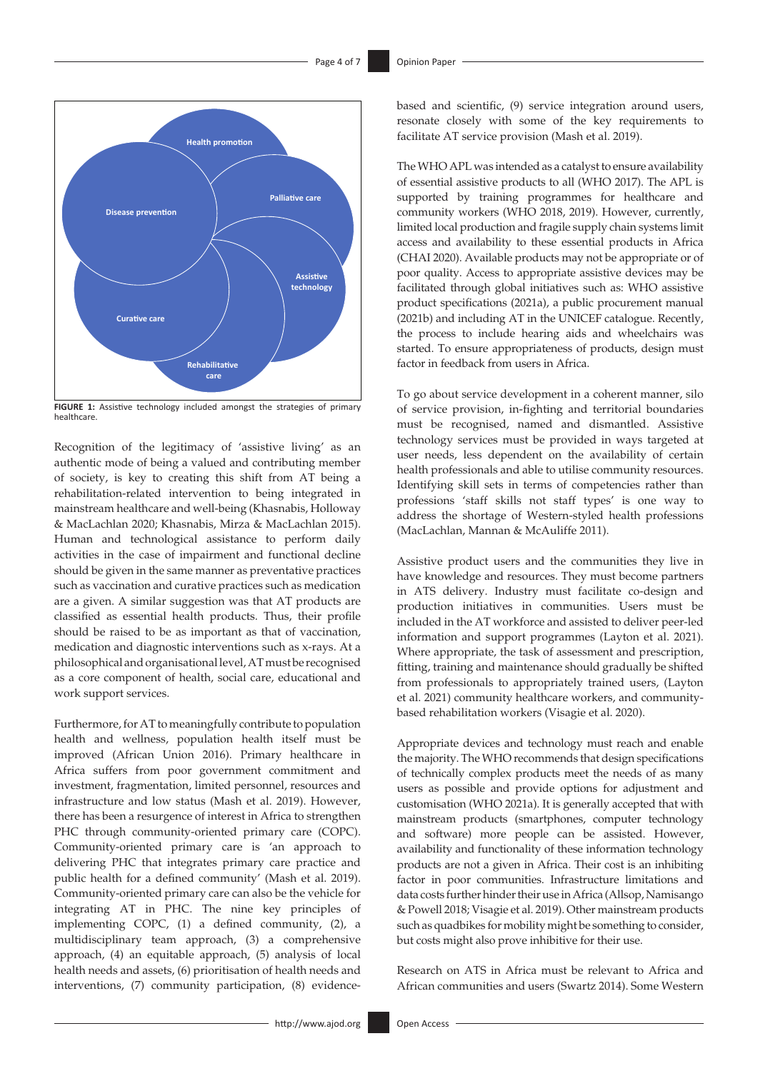Health promotion

Palliative care

Disease prevention

Assistive technology

Curative care

Rehabilitative care

**FIGURE 1:** Assistive technology included amongst the strategies of primary healthcare.

Recognition of the legitimacy of 'assistive living' as an authentic mode of being a valued and contributing member of society, is key to creating this shift from AT being a rehabilitation-related intervention to being integrated in mainstream healthcare and well-being (Khasnabis, Holloway & MacLachlan 2020; Khasnabis, Mirza & MacLachlan 2015). Human and technological assistance to perform daily activities in the case of impairment and functional decline should be given in the same manner as preventative practices such as vaccination and curative practices such as medication are a given. A similar suggestion was that AT products are classified as essential health products. Thus, their profile should be raised to be as important as that of vaccination, medication and diagnostic interventions such as x-rays. At a philosophical and organisational level, AT must be recognised as a core component of health, social care, educational and work support services.

Furthermore, for AT to meaningfully contribute to population health and wellness, population health itself must be improved (African Union 2016). Primary healthcare in Africa suffers from poor government commitment and investment, fragmentation, limited personnel, resources and infrastructure and low status (Mash et al. 2019). However, there has been a resurgence of interest in Africa to strengthen PHC through community-oriented primary care (COPC). Community-oriented primary care is 'an approach to delivering PHC that integrates primary care practice and public health for a defined community' (Mash et al. 2019). Community-oriented primary care can also be the vehicle for integrating AT in PHC. The nine key principles of implementing COPC, (1) a defined community, (2), a multidisciplinary team approach, (3) a comprehensive approach, (4) an equitable approach, (5) analysis of local health needs and assets, (6) prioritisation of health needs and interventions, (7) community participation, (8) evidence-based and scientific, (9) service integration around users, resonate closely with some of the key requirements to facilitate AT service provision (Mash et al. 2019).

The WHO APL was intended as a catalyst to ensure availability of essential assistive products to all (WHO 2017). The APL is supported by training programmes for healthcare and community workers (WHO 2018, 2019). However, currently, limited local production and fragile supply chain systems limit access and availability to these essential products in Africa (CHAI 2020). Available products may not be appropriate or of poor quality. Access to appropriate assistive devices may be facilitated through global initiatives such as: WHO assistive product specifications (2021a), a public procurement manual (2021b) and including AT in the UNICEF catalogue. Recently, the process to include hearing aids and wheelchairs was started. To ensure appropriateness of products, design must factor in feedback from users in Africa.

To go about service development in a coherent manner, silo of service provision, in-fighting and territorial boundaries must be recognised, named and dismantled. Assistive technology services must be provided in ways targeted at user needs, less dependent on the availability of certain health professionals and able to utilise community resources. Identifying skill sets in terms of competencies rather than professions 'staff skills not staff types' is one way to address the shortage of Western-styled health professions (MacLachlan, Mannan & McAuliffe 2011).

Assistive product users and the communities they live in have knowledge and resources. They must become partners in ATS delivery. Industry must facilitate co-design and production initiatives in communities. Users must be included in the AT workforce and assisted to deliver peer-led information and support programmes (Layton et al. 2021). Where appropriate, the task of assessment and prescription, fitting, training and maintenance should gradually be shifted from professionals to appropriately trained users, (Layton et al. 2021) community healthcare workers, and community-based rehabilitation workers (Visagie et al. 2020).

Appropriate devices and technology must reach and enable the majority. The WHO recommends that design specifications of technically complex products meet the needs of as many users as possible and provide options for adjustment and customisation (WHO 2021a). It is generally accepted that with mainstream products (smartphones, computer technology and software) more people can be assisted. However, availability and functionality of these information technology products are not a given in Africa. Their cost is an inhibiting factor in poor communities. Infrastructure limitations and data costs further hinder their use in Africa (Allsop, Namisango & Powell 2018; Visagie et al. 2019). Other mainstream products such as quadbikes for mobility might be something to consider, but costs might also prove inhibitive for their use.

Research on ATS in Africa must be relevant to Africa and African communities and users (Swartz 2014). Some Western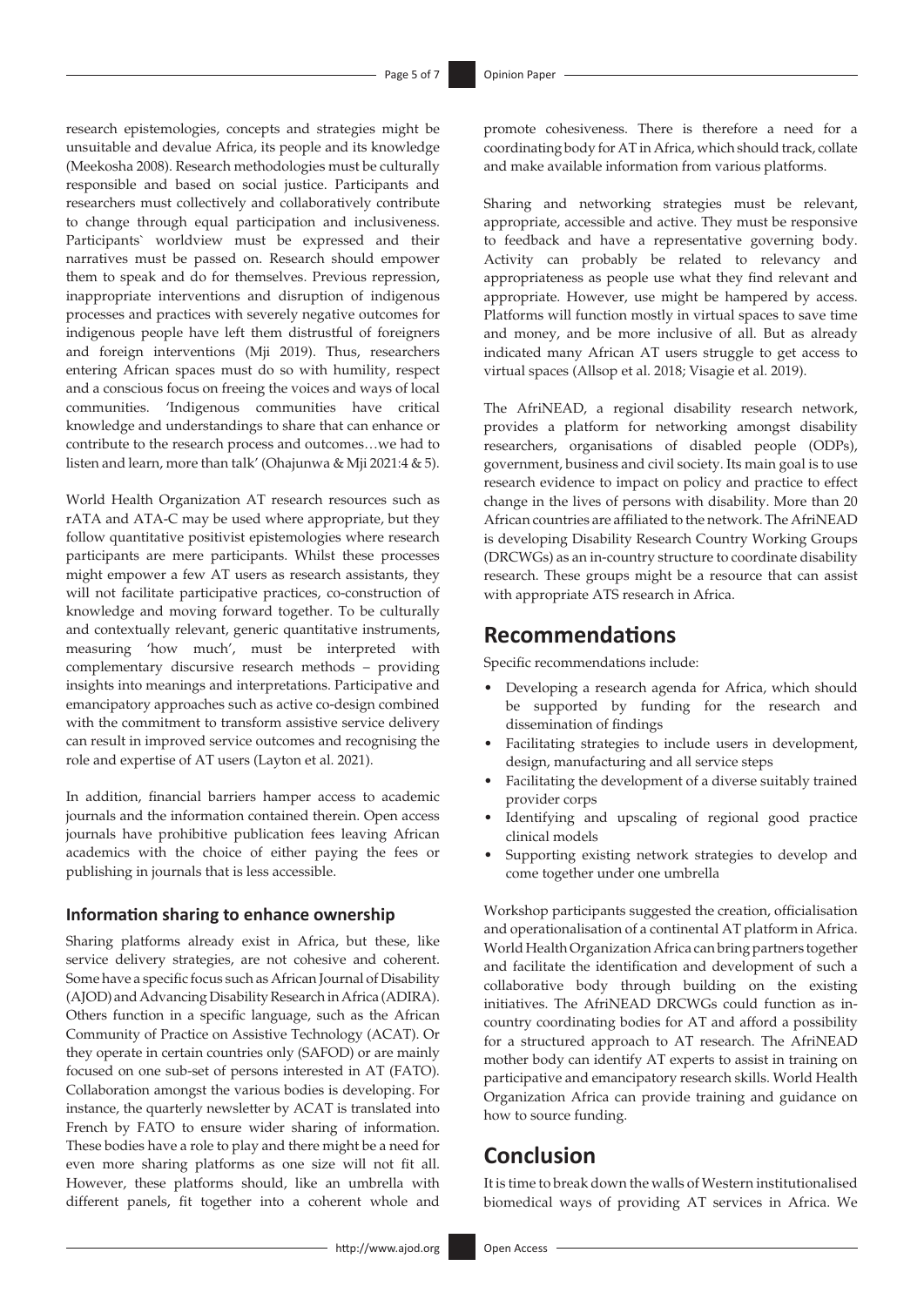research epistemologies, concepts and strategies might be unsuitable and devalue Africa, its people and its knowledge (Meekosha 2008). Research methodologies must be culturally responsible and based on social justice. Participants and researchers must collectively and collaboratively contribute to change through equal participation and inclusiveness. Participants` worldview must be expressed and their narratives must be passed on. Research should empower them to speak and do for themselves. Previous repression, inappropriate interventions and disruption of indigenous processes and practices with severely negative outcomes for indigenous people have left them distrustful of foreigners and foreign interventions (Mji 2019). Thus, researchers entering African spaces must do so with humility, respect and a conscious focus on freeing the voices and ways of local communities. 'Indigenous communities have critical knowledge and understandings to share that can enhance or contribute to the research process and outcomes…we had to listen and learn, more than talk' (Ohajunwa & Mji 2021:4 & 5).

World Health Organization AT research resources such as rATA and ATA-C may be used where appropriate, but they follow quantitative positivist epistemologies where research participants are mere participants. Whilst these processes might empower a few AT users as research assistants, they will not facilitate participative practices, co-construction of knowledge and moving forward together. To be culturally and contextually relevant, generic quantitative instruments, measuring 'how much', must be interpreted with complementary discursive research methods – providing insights into meanings and interpretations. Participative and emancipatory approaches such as active co-design combined with the commitment to transform assistive service delivery can result in improved service outcomes and recognising the role and expertise of AT users (Layton et al. 2021).

In addition, financial barriers hamper access to academic journals and the information contained therein. Open access journals have prohibitive publication fees leaving African academics with the choice of either paying the fees or publishing in journals that is less accessible.

### Information sharing to enhance ownership

Sharing platforms already exist in Africa, but these, like service delivery strategies, are not cohesive and coherent. Some have a specific focus such as African Journal of Disability (AJOD) and Advancing Disability Research in Africa (ADIRA). Others function in a specific language, such as the African Community of Practice on Assistive Technology (ACAT). Or they operate in certain countries only (SAFOD) or are mainly focused on one sub-set of persons interested in AT (FATO). Collaboration amongst the various bodies is developing. For instance, the quarterly newsletter by ACAT is translated into French by FATO to ensure wider sharing of information. These bodies have a role to play and there might be a need for even more sharing platforms as one size will not fit all. However, these platforms should, like an umbrella with different panels, fit together into a coherent whole and promote cohesiveness. There is therefore a need for a coordinating body for AT in Africa, which should track, collate and make available information from various platforms.

Sharing and networking strategies must be relevant, appropriate, accessible and active. They must be responsive to feedback and have a representative governing body. Activity can probably be related to relevancy and appropriateness as people use what they find relevant and appropriate. However, use might be hampered by access. Platforms will function mostly in virtual spaces to save time and money, and be more inclusive of all. But as already indicated many African AT users struggle to get access to virtual spaces (Allsop et al. 2018; Visagie et al. 2019).

The AfriNEAD, a regional disability research network, provides a platform for networking amongst disability researchers, organisations of disabled people (ODPs), government, business and civil society. Its main goal is to use research evidence to impact on policy and practice to effect change in the lives of persons with disability. More than 20 African countries are affiliated to the network. The AfriNEAD is developing Disability Research Country Working Groups (DRCWGs) as an in-country structure to coordinate disability research. These groups might be a resource that can assist with appropriate ATS research in Africa.

## Recommendations

Specific recommendations include:

- Developing a research agenda for Africa, which should be supported by funding for the research and dissemination of findings
- Facilitating strategies to include users in development, design, manufacturing and all service steps
- Facilitating the development of a diverse suitably trained provider corps
- Identifying and upscaling of regional good practice clinical models
- Supporting existing network strategies to develop and come together under one umbrella

Workshop participants suggested the creation, officialisation and operationalisation of a continental AT platform in Africa. World Health Organization Africa can bring partners together and facilitate the identification and development of such a collaborative body through building on the existing initiatives. The AfriNEAD DRCWGs could function as in-country coordinating bodies for AT and afford a possibility for a structured approach to AT research. The AfriNEAD mother body can identify AT experts to assist in training on participative and emancipatory research skills. World Health Organization Africa can provide training and guidance on how to source funding.

## Conclusion

It is time to break down the walls of Western institutionalised biomedical ways of providing AT services in Africa. We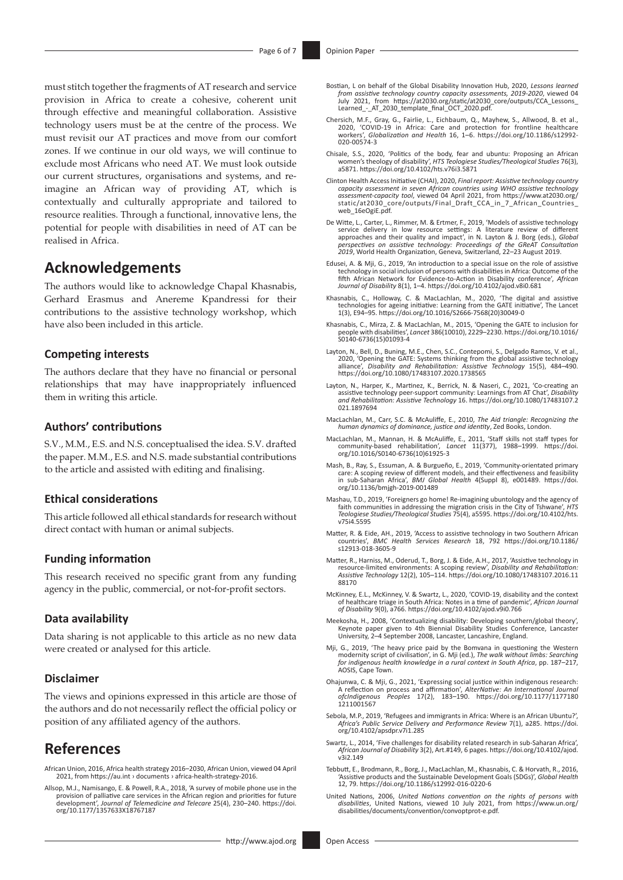must stitch together the fragments of AT research and service provision in Africa to create a cohesive, coherent unit through effective and meaningful collaboration. Assistive technology users must be at the centre of the process. We must revisit our AT practices and move from our comfort zones. If we continue in our old ways, we will continue to exclude most Africans who need AT. We must look outside our current structures, organisations and systems, and re-imagine an African way of providing AT, which is contextually and culturally appropriate and tailored to resource realities. Through a functional, innovative lens, the potential for people with disabilities in need of AT can be realised in Africa.

# Acknowledgements

The authors would like to acknowledge Chapal Khasnabis, Gerhard Erasmus and Anereme Kpandressi for their contributions to the assistive technology workshop, which have also been included in this article.

## Competing interests

The authors declare that they have no financial or personal relationships that may have inappropriately influenced them in writing this article.

## Authors' contributions

S.V., M.M., E.S. and N.S. conceptualised the idea. S.V. drafted the paper. M.M., E.S. and N.S. made substantial contributions to the article and assisted with editing and finalising.

## Ethical considerations

This article followed all ethical standards for research without direct contact with human or animal subjects.

## Funding information

This research received no specific grant from any funding agency in the public, commercial, or not-for-profit sectors.

## Data availability

Data sharing is not applicable to this article as no new data were created or analysed for this article.

## Disclaimer

The views and opinions expressed in this article are those of the authors and do not necessarily reflect the official policy or position of any affiliated agency of the authors.

# References

African Union, 2016, Africa health strategy 2016–2030, African Union, viewed 04 April 2021, from https://au.int › documents › africa-health-strategy-2016.

Allsop, M.J., Namisango, E. & Powell, R.A., 2018, 'A survey of mobile phone use in the provision of palliative care services in the African region and priorities for future development', *Journal of Telemedicine and Telecare* 25(4), 230–240. https://doi.org/10.1177/1357633X18767187

Bostian, L on behalf of the Global Disability Innovation Hub, 2020, *Lessons learned from assistive technology country capacity assessments, 2019-2020*, viewed 04 July 2021, from https://at2030.org/static/at2030_core/outputs/CCA_Lessons_Learned_-_AT_2030_template_final_OCT_2020.pdf.

Chersich, M.F., Gray, G., Fairlie, L., Eichbaum, Q., Mayhew, S., Allwood, B. et al., 2020, 'COVID-19 in Africa: Care and protection for frontline healthcare workers', *Globalization and Health* 16, 1–6. https://doi.org/10.1186/s12992-020-00574-3

Chisale, S.S., 2020, 'Politics of the body, fear and ubuntu: Proposing an African women's theology of disability', *HTS Teologiese Studies/Theological Studies* 76(3), a5871. https://doi.org/10.4102/hts.v76i3.5871

Clinton Health Access Initiative (CHAI), 2020, *Final report: Assistive technology country capacity assessment in seven African countries using WHO assistive technology assessment-capacity tool*, viewed 04 April 2021, from https://www.at2030.org/static/at2030_core/outputs/Final_Draft_CCA_in_7_African_Countries_web_16eOgiE.pdf.

De Witte, L., Carter, L., Rimmer, M. & Ertmer, F., 2019, 'Models of assistive technology service delivery in low resource settings: A literature review of different approaches and their quality and impact', in N. Layton & J. Borg (eds.), *Global perspectives on assistive technology: Proceedings of the GReAT Consultation 2019*, World Health Organization, Geneva, Switzerland, 22–23 August 2019.

Edusei, A. & Mji, G., 2019, 'An introduction to a special issue on the role of assistive technology in social inclusion of persons with disabilities in Africa: Outcome of the fifth African Network for Evidence-to-Action in Disability conference', *African Journal of Disability* 8(1), 1–4. https://doi.org/10.4102/ajod.v8i0.681

Khasnabis, C., Holloway, C. & MacLachlan, M., 2020, 'The digital and assistive technologies for ageing initiative: Learning from the GATE initiative', The Lancet 1(3), E94–95. https://doi.org/10.1016/S2666-7568(20)30049-0

Khasnabis, C., Mirza, Z. & MacLachlan, M., 2015, 'Opening the GATE to inclusion for people with disabilities', *Lancet* 386(10010), 2229–2230. https://doi.org/10.1016/S0140-6736(15)01093-4

Layton, N., Bell, D., Buning, M.E., Chen, S.C., Contepomi, S., Delgado Ramos, V. et al., 2020, 'Opening the GATE: Systems thinking from the global assistive technology alliance', *Disability and Rehabilitation: Assistive Technology* 15(5), 484–490. https://doi.org/10.1080/17483107.2020.1738565

Layton, N., Harper, K., Martinez, K., Berrick, N. & Naseri, C., 2021, 'Co-creating an assistive technology peer-support community: Learnings from AT Chat', *Disability and Rehabilitation: Assistive Technology* 16. https://doi.org/10.1080/17483107.2021.1897694

MacLachlan, M., Carr, S.C. & McAuliffe, E., 2010, *The Aid triangle: Recognizing the human dynamics of dominance, justice and identity*, Zed Books, London.

MacLachlan, M., Mannan, H. & McAuliffe, E., 2011, 'Staff skills not staff types for community-based rehabilitation', *Lancet* 11(377), 1988–1999. https://doi.org/10.1016/S0140-6736(10)61925-3

Mash, B., Ray, S., Essuman, A. & Burgueño, E., 2019, 'Community-orientated primary care: A scoping review of different models, and their effectiveness and feasibility in sub-Saharan Africa', *BMJ Global Health* 4(Suppl 8), e001489. https://doi.org/10.1136/bmjgh-2019-001489

Mashau, T.D., 2019, 'Foreigners go home! Re-imagining ubuntology and the agency of faith communities in addressing the migration crisis in the City of Tshwane', *HTS Teologiese Studies/Theological Studies* 75(4), a5595. https://doi.org/10.4102/hts.v75i4.5595

Matter, R. & Eide, AH., 2019, 'Access to assistive technology in two Southern African countries', *BMC Health Services Research* 18, 792 https://doi.org/10.1186/s12913-018-3605-9

Matter, R., Harniss, M., Oderud, T., Borg, J. & Eide, A.H., 2017, 'Assistive technology in resource-limited environments: A scoping review', *Disability and Rehabilitation: Assistive Technology* 12(2), 105–114. https://doi.org/10.1080/17483107.2016.1188170

McKinney, E.L., McKinney, V. & Swartz, L., 2020, 'COVID-19, disability and the context of healthcare triage in South Africa: Notes in a time of pandemic', *African Journal of Disability* 9(0), a766. https://doi.org/10.4102/ajod.v9i0.766

Meekosha, H., 2008, 'Contextualizing disability: Developing southern/global theory', Keynote paper given to 4th Biennial Disability Studies Conference, Lancaster University, 2–4 September 2008, Lancaster, Lancashire, England.

Mji, G., 2019, 'The heavy price paid by the Bomvana in questioning the Western modernity script of civilisation', in G. Mji (ed.), *The walk without limbs: Searching for indigenous health knowledge in a rural context in South Africa*, pp. 187–217, AOSIS, Cape Town.

Ohajunwa, C. & Mji, G., 2021, 'Expressing social justice within indigenous research: A reflection on process and affirmation', *AlterNative: An International Journal ofcIndigenous Peoples* 17(2), 183–190. https://doi.org/10.1177/11771801211001567

Sebola, M.P., 2019, 'Refugees and immigrants in Africa: Where is an African Ubuntu?', *Africa's Public Service Delivery and Performance Review* 7(1), a285. https://doi.org/10.4102/apsdpr.v7i1.285

Swartz, L., 2014, 'Five challenges for disability related research in sub-Saharan Africa', *African Journal of Disability* 3(2), Art.#149, 6 pages. https://doi.org/10.4102/ajod.v3i2.149

Tebbutt, E., Brodmann, R., Borg, J., MacLachlan, M., Khasnabis, C. & Horvath, R., 2016, 'Assistive products and the Sustainable Development Goals (SDGs)', *Global Health* 12, 79. https://doi.org/10.1186/s12992-016-0220-6

United Nations, 2006, *United Nations convention on the rights of persons with disabilities*, United Nations, viewed 10 July 2021, from https://www.un.org/disabilities/documents/convention/convoptprot-e.pdf.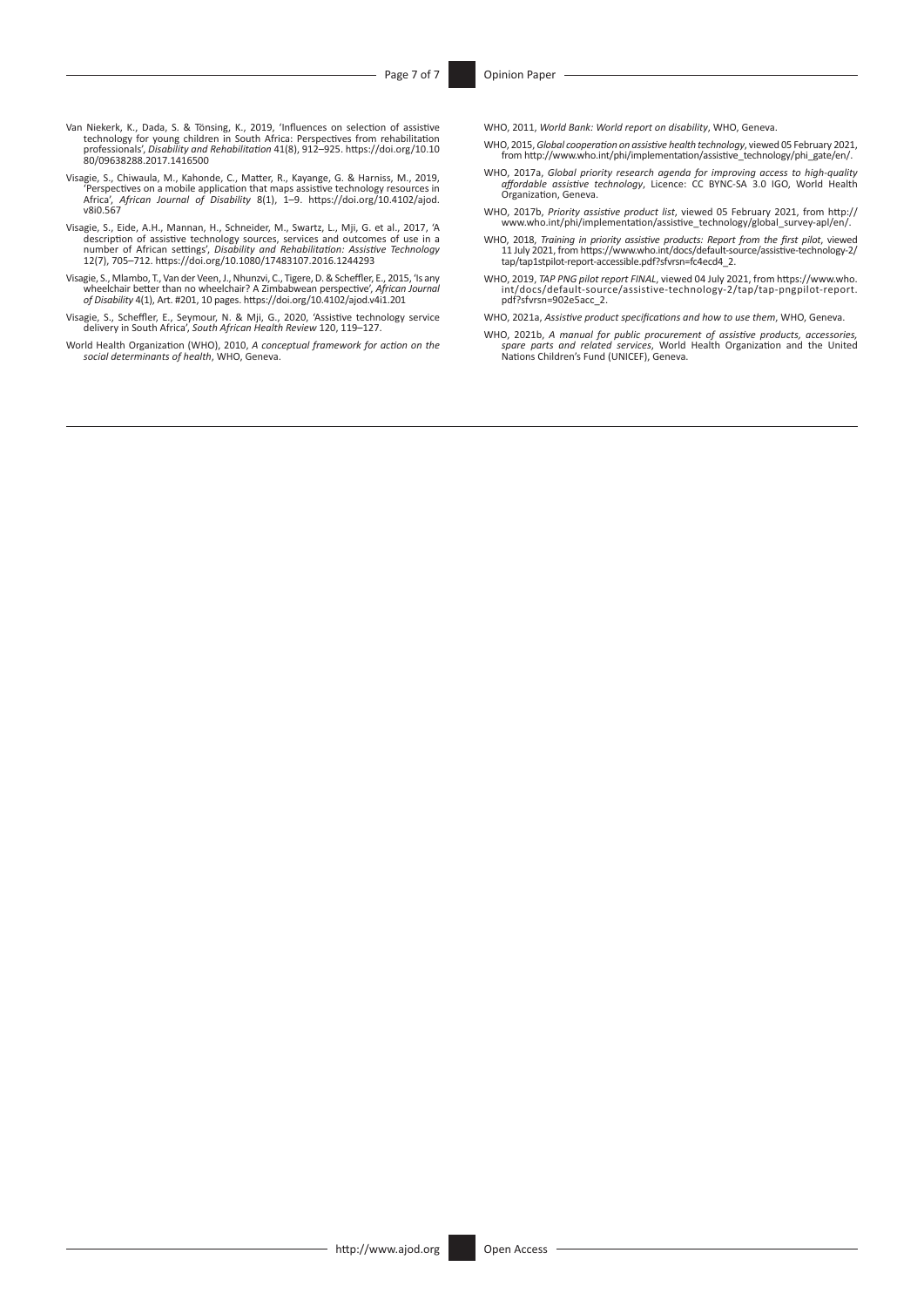Van Niekerk, K., Dada, S. & Tönsing, K., 2019, 'Influences on selection of assistive technology for young children in South Africa: Perspectives from rehabilitation professionals', *Disability and Rehabilitation* 41(8), 912–925. https://doi.org/10.1080/09638288.2017.1416500

Visagie, S., Chiwaula, M., Kahonde, C., Matter, R., Kayange, G. & Harniss, M., 2019, 'Perspectives on a mobile application that maps assistive technology resources in Africa', *African Journal of Disability* 8(1), 1–9. https://doi.org/10.4102/ajod.v8i0.567

Visagie, S., Eide, A.H., Mannan, H., Schneider, M., Swartz, L., Mji, G. et al., 2017, 'A description of assistive technology sources, services and outcomes of use in a number of African settings', *Disability and Rehabilitation: Assistive Technology* 12(7), 705–712. https://doi.org/10.1080/17483107.2016.1244293

Visagie, S., Mlambo, T., Van der Veen, J., Nhunzvi, C., Tigere, D. & Scheffler, E., 2015, 'Is any wheelchair better than no wheelchair? A Zimbabwean perspective', *African Journal of Disability* 4(1), Art. #201, 10 pages. https://doi.org/10.4102/ajod.v4i1.201

Visagie, S., Scheffler, E., Seymour, N. & Mji, G., 2020, 'Assistive technology service delivery in South Africa', *South African Health Review* 120, 119–127.

World Health Organization (WHO), 2010, *A conceptual framework for action on the social determinants of health*, WHO, Geneva.

WHO, 2011, *World Bank: World report on disability*, WHO, Geneva.

WHO, 2015, *Global cooperation on assistive health technology*, viewed 05 February 2021, from http://www.who.int/phi/implementation/assistive_technology/phi_gate/en/.

WHO, 2017a, *Global priority research agenda for improving access to high-quality affordable assistive technology*, Licence: CC BYNC-SA 3.0 IGO, World Health Organization, Geneva.

WHO, 2017b, *Priority assistive product list*, viewed 05 February 2021, from http://www.who.int/phi/implementation/assistive_technology/global_survey-apl/en/.

WHO, 2018, *Training in priority assistive products: Report from the first pilot*, viewed 11 July 2021, from https://www.who.int/docs/default-source/assistive-technology-2/tap/tap1stpilot-report-accessible.pdf?sfvrsn=fc4ecd4_2.

WHO, 2019, *TAP PNG pilot report FINAL*, viewed 04 July 2021, from https://www.who.int/docs/default-source/assistive-technology-2/tap/tap-pngpilot-report.pdf?sfvrsn=902e5acc_2.

WHO, 2021a, *Assistive product specifications and how to use them*, WHO, Geneva.

WHO, 2021b, *A manual for public procurement of assistive products, accessories, spare parts and related services*, World Health Organization and the United Nations Children's Fund (UNICEF), Geneva.